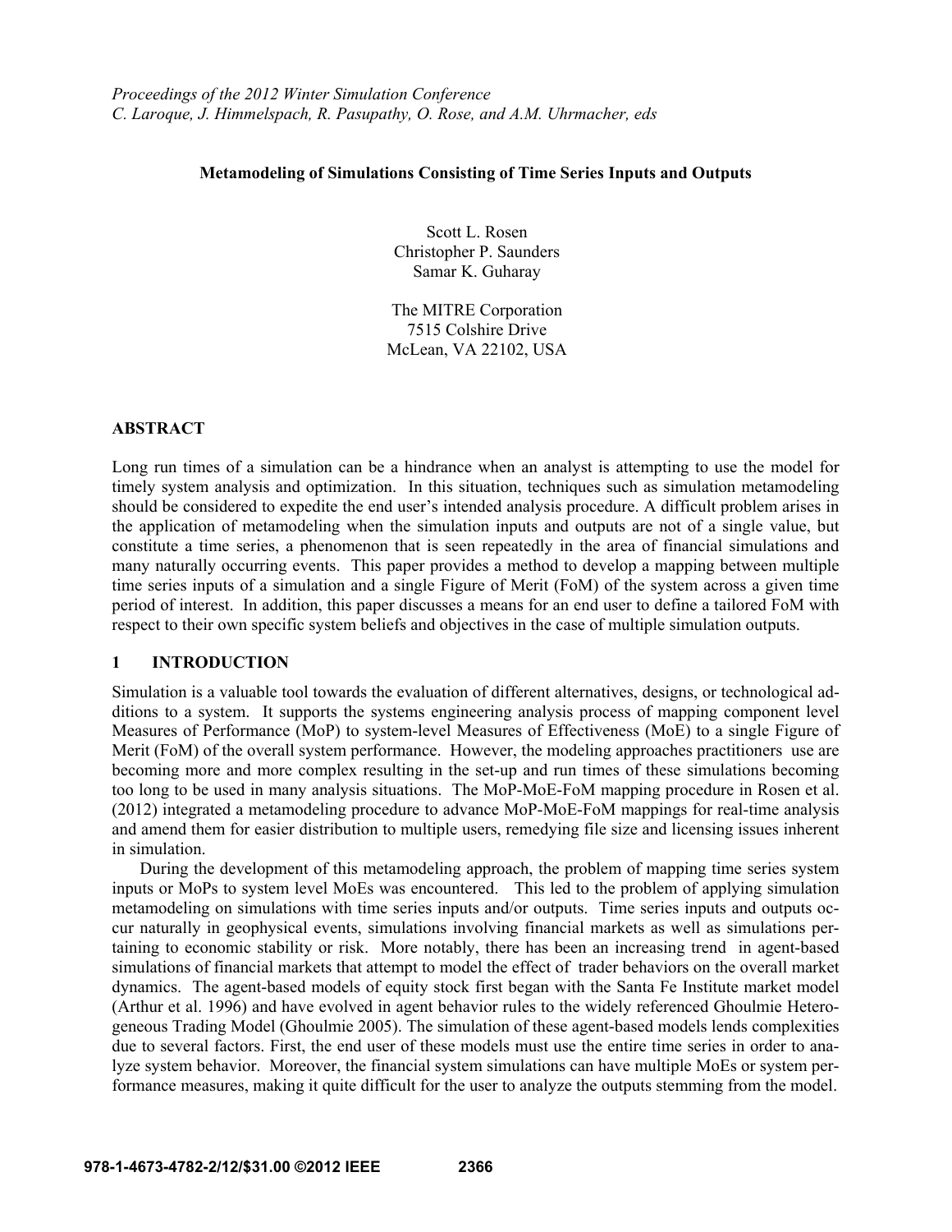*Proceedings of the 2012 Winter Simulation Conference*
*C. Laroque, J. Himmelspach, R. Pasupathy, O. Rose, and A.M. Uhrmacher, eds*

# Metamodeling of Simulations Consisting of Time Series Inputs and Outputs

Scott L. Rosen
Christopher P. Saunders
Samar K. Guharay

The MITRE Corporation
7515 Colshire Drive
McLean, VA 22102, USA

## ABSTRACT

Long run times of a simulation can be a hindrance when an analyst is attempting to use the model for timely system analysis and optimization. In this situation, techniques such as simulation metamodeling should be considered to expedite the end user's intended analysis procedure. A difficult problem arises in the application of metamodeling when the simulation inputs and outputs are not of a single value, but constitute a time series, a phenomenon that is seen repeatedly in the area of financial simulations and many naturally occurring events. This paper provides a method to develop a mapping between multiple time series inputs of a simulation and a single Figure of Merit (FoM) of the system across a given time period of interest. In addition, this paper discusses a means for an end user to define a tailored FoM with respect to their own specific system beliefs and objectives in the case of multiple simulation outputs.

## 1 INTRODUCTION

Simulation is a valuable tool towards the evaluation of different alternatives, designs, or technological additions to a system. It supports the systems engineering analysis process of mapping component level Measures of Performance (MoP) to system-level Measures of Effectiveness (MoE) to a single Figure of Merit (FoM) of the overall system performance. However, the modeling approaches practitioners use are becoming more and more complex resulting in the set-up and run times of these simulations becoming too long to be used in many analysis situations. The MoP-MoE-FoM mapping procedure in Rosen et al. (2012) integrated a metamodeling procedure to advance MoP-MoE-FoM mappings for real-time analysis and amend them for easier distribution to multiple users, remedying file size and licensing issues inherent in simulation.

During the development of this metamodeling approach, the problem of mapping time series system inputs or MoPs to system level MoEs was encountered. This led to the problem of applying simulation metamodeling on simulations with time series inputs and/or outputs. Time series inputs and outputs occur naturally in geophysical events, simulations involving financial markets as well as simulations pertaining to economic stability or risk. More notably, there has been an increasing trend in agent-based simulations of financial markets that attempt to model the effect of trader behaviors on the overall market dynamics. The agent-based models of equity stock first began with the Santa Fe Institute market model (Arthur et al. 1996) and have evolved in agent behavior rules to the widely referenced Ghoulmie Heterogeneous Trading Model (Ghoulmie 2005). The simulation of these agent-based models lends complexities due to several factors. First, the end user of these models must use the entire time series in order to analyze system behavior. Moreover, the financial system simulations can have multiple MoEs or system performance measures, making it quite difficult for the user to analyze the outputs stemming from the model.

**978-1-4673-4782-2/12/$31.00 ©2012 IEEE**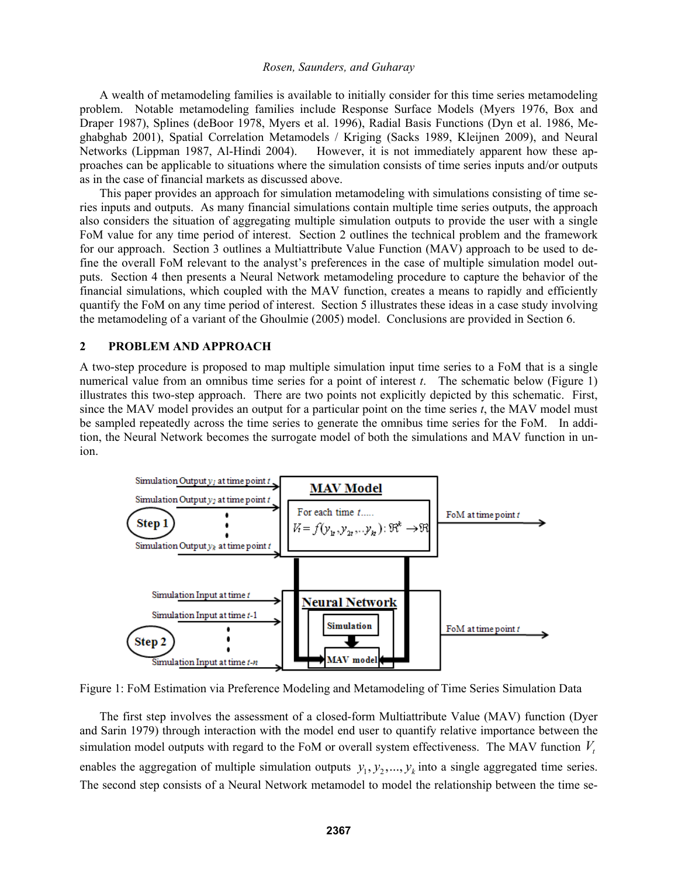A wealth of metamodeling families is available to initially consider for this time series metamodeling problem. Notable metamodeling families include Response Surface Models (Myers 1976, Box and Draper 1987), Splines (deBoor 1978, Myers et al. 1996), Radial Basis Functions (Dyn et al. 1986, Meghabghab 2001), Spatial Correlation Metamodels / Kriging (Sacks 1989, Kleijnen 2009), and Neural Networks (Lippman 1987, Al-Hindi 2004). However, it is not immediately apparent how these approaches can be applicable to situations where the simulation consists of time series inputs and/or outputs as in the case of financial markets as discussed above.

This paper provides an approach for simulation metamodeling with simulations consisting of time series inputs and outputs. As many financial simulations contain multiple time series outputs, the approach also considers the situation of aggregating multiple simulation outputs to provide the user with a single FoM value for any time period of interest. Section 2 outlines the technical problem and the framework for our approach. Section 3 outlines a Multiattribute Value Function (MAV) approach to be used to define the overall FoM relevant to the analyst's preferences in the case of multiple simulation model outputs. Section 4 then presents a Neural Network metamodeling procedure to capture the behavior of the financial simulations, which coupled with the MAV function, creates a means to rapidly and efficiently quantify the FoM on any time period of interest. Section 5 illustrates these ideas in a case study involving the metamodeling of a variant of the Ghoulmie (2005) model. Conclusions are provided in Section 6.

## 2 PROBLEM AND APPROACH

A two-step procedure is proposed to map multiple simulation input time series to a FoM that is a single numerical value from an omnibus time series for a point of interest *t*. The schematic below (Figure 1) illustrates this two-step approach. There are two points not explicitly depicted by this schematic. First, since the MAV model provides an output for a particular point on the time series *t*, the MAV model must be sampled repeatedly across the time series to generate the omnibus time series for the FoM. In addition, the Neural Network becomes the surrogate model of both the simulations and MAV function in union.

Figure 1: FoM Estimation via Preference Modeling and Metamodeling of Time Series Simulation Data

The first step involves the assessment of a closed-form Multiattribute Value (MAV) function (Dyer and Sarin 1979) through interaction with the model end user to quantify relative importance between the simulation model outputs with regard to the FoM or overall system effectiveness. The MAV function $V_t$ enables the aggregation of multiple simulation outputs $y_1, y_2, ..., y_k$ into a single aggregated time series. The second step consists of a Neural Network metamodel to model the relationship between the time se-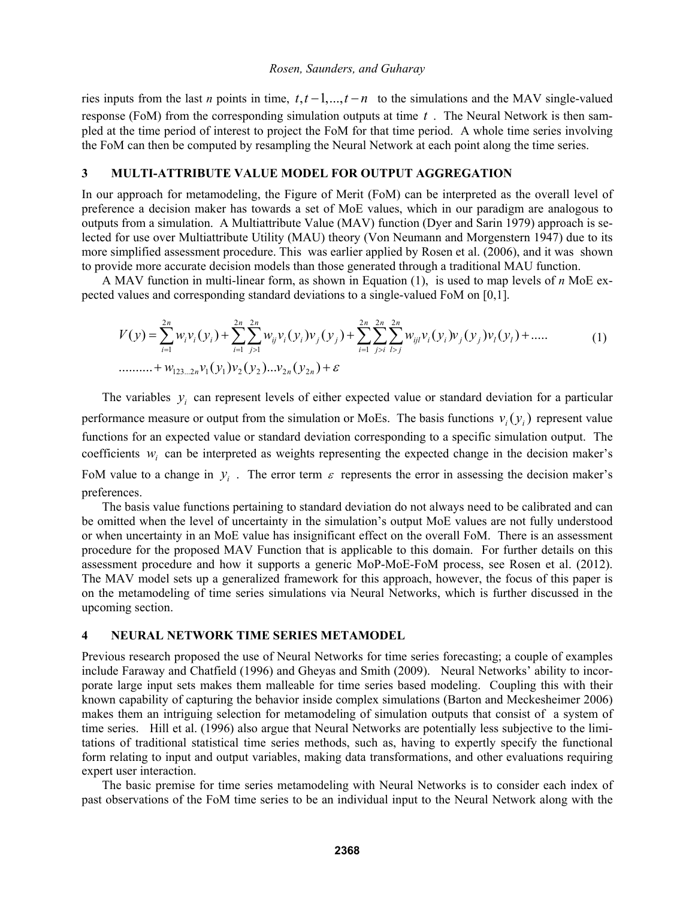ries inputs from the last *n* points in time, $t, t-1, ..., t-n$ to the simulations and the MAV single-valued response (FoM) from the corresponding simulation outputs at time $t$. The Neural Network is then sampled at the time period of interest to project the FoM for that time period. A whole time series involving the FoM can then be computed by resampling the Neural Network at each point along the time series.

## 3 MULTI-ATTRIBUTE VALUE MODEL FOR OUTPUT AGGREGATION

In our approach for metamodeling, the Figure of Merit (FoM) can be interpreted as the overall level of preference a decision maker has towards a set of MoE values, which in our paradigm are analogous to outputs from a simulation. A Multiattribute Value (MAV) function (Dyer and Sarin 1979) approach is selected for use over Multiattribute Utility (MAU) theory (Von Neumann and Morgenstern 1947) due to its more simplified assessment procedure. This was earlier applied by Rosen et al. (2006), and it was shown to provide more accurate decision models than those generated through a traditional MAU function.

A MAV function in multi-linear form, as shown in Equation (1), is used to map levels of *n* MoE expected values and corresponding standard deviations to a single-valued FoM on [0,1].

$$V(y) = \sum_{i=1}^{2n} w_i v_i(y_i) + \sum_{i=1}^{2n}\sum_{j>1}^{2n} w_{ij} v_i(y_i) v_j(y_j) + \sum_{i=1}^{2n}\sum_{j>i}^{2n}\sum_{l>j}^{2n} w_{ijl} v_i(y_i) v_j(y_j) v_l(y_l) + \ldots\ldots \tag{1}$$

$$\ldots\ldots\ldots + w_{123\ldots 2n} v_1(y_1) v_2(y_2) \ldots v_{2n}(y_{2n}) + \varepsilon$$

The variables $y_i$ can represent levels of either expected value or standard deviation for a particular performance measure or output from the simulation or MoEs. The basis functions $v_i(y_i)$ represent value functions for an expected value or standard deviation corresponding to a specific simulation output. The coefficients $w_i$ can be interpreted as weights representing the expected change in the decision maker's FoM value to a change in $y_i$. The error term $\varepsilon$ represents the error in assessing the decision maker's preferences.

The basis value functions pertaining to standard deviation do not always need to be calibrated and can be omitted when the level of uncertainty in the simulation's output MoE values are not fully understood or when uncertainty in an MoE value has insignificant effect on the overall FoM. There is an assessment procedure for the proposed MAV Function that is applicable to this domain. For further details on this assessment procedure and how it supports a generic MoP-MoE-FoM process, see Rosen et al. (2012). The MAV model sets up a generalized framework for this approach, however, the focus of this paper is on the metamodeling of time series simulations via Neural Networks, which is further discussed in the upcoming section.

## 4 NEURAL NETWORK TIME SERIES METAMODEL

Previous research proposed the use of Neural Networks for time series forecasting; a couple of examples include Faraway and Chatfield (1996) and Gheyas and Smith (2009). Neural Networks' ability to incorporate large input sets makes them malleable for time series based modeling. Coupling this with their known capability of capturing the behavior inside complex simulations (Barton and Meckesheimer 2006) makes them an intriguing selection for metamodeling of simulation outputs that consist of a system of time series. Hill et al. (1996) also argue that Neural Networks are potentially less subjective to the limitations of traditional statistical time series methods, such as, having to expertly specify the functional form relating to input and output variables, making data transformations, and other evaluations requiring expert user interaction.

The basic premise for time series metamodeling with Neural Networks is to consider each index of past observations of the FoM time series to be an individual input to the Neural Network along with the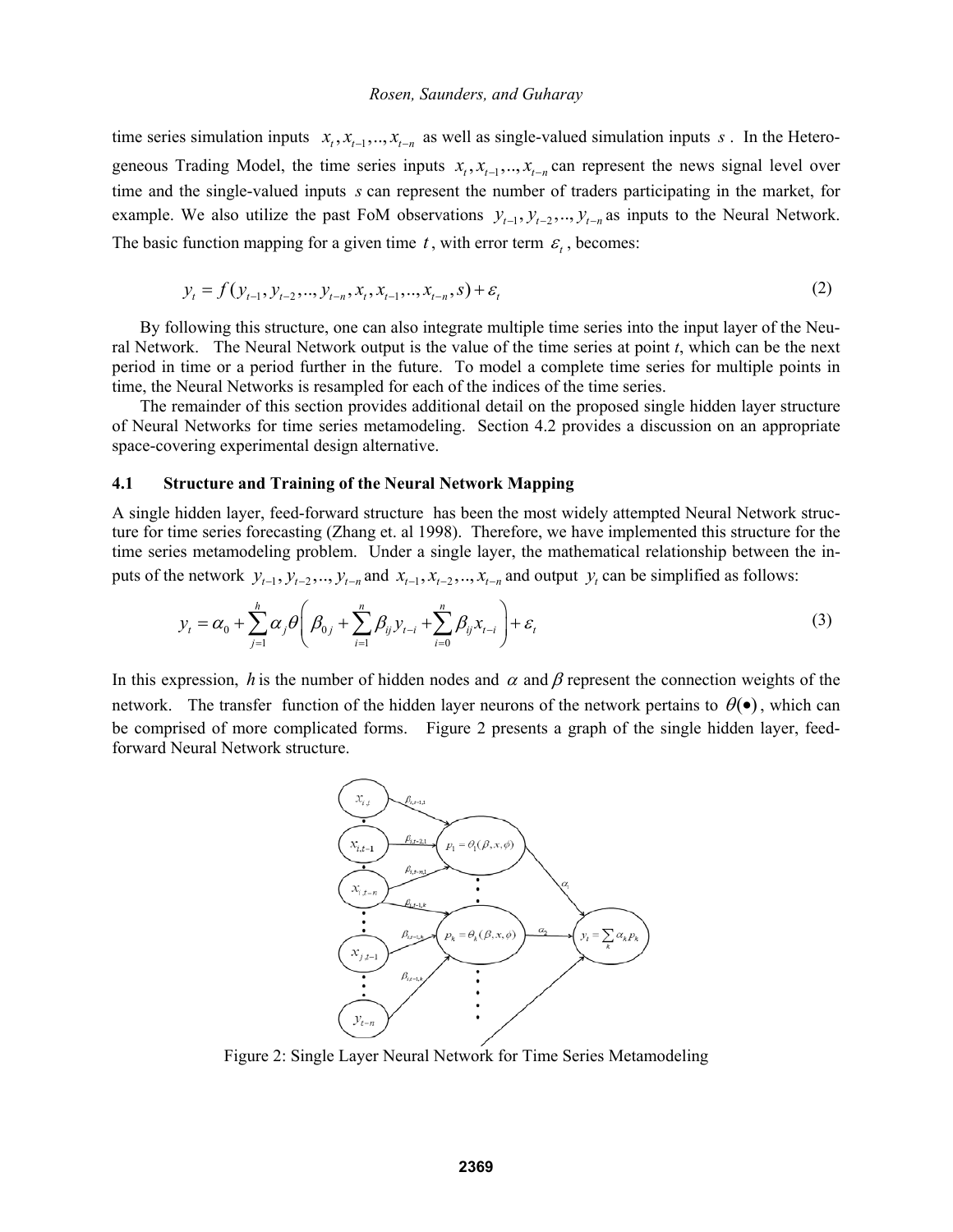time series simulation inputs $x_t, x_{t-1}, .., x_{t-n}$ as well as single-valued simulation inputs $s$. In the Heterogeneous Trading Model, the time series inputs $x_t, x_{t-1}, .., x_{t-n}$ can represent the news signal level over time and the single-valued inputs $s$ can represent the number of traders participating in the market, for example. We also utilize the past FoM observations $y_{t-1}, y_{t-2}, .., y_{t-n}$ as inputs to the Neural Network. The basic function mapping for a given time $t$, with error term $\varepsilon_t$, becomes:

$$y_t = f(y_{t-1}, y_{t-2}, .., y_{t-n}, x_t, x_{t-1}, .., x_{t-n}, s) + \varepsilon_t \tag{2}$$

By following this structure, one can also integrate multiple time series into the input layer of the Neural Network. The Neural Network output is the value of the time series at point *t*, which can be the next period in time or a period further in the future. To model a complete time series for multiple points in time, the Neural Networks is resampled for each of the indices of the time series.

The remainder of this section provides additional detail on the proposed single hidden layer structure of Neural Networks for time series metamodeling. Section 4.2 provides a discussion on an appropriate space-covering experimental design alternative.

### 4.1 Structure and Training of the Neural Network Mapping

A single hidden layer, feed-forward structure has been the most widely attempted Neural Network structure for time series forecasting (Zhang et. al 1998). Therefore, we have implemented this structure for the time series metamodeling problem. Under a single layer, the mathematical relationship between the inputs of the network $y_{t-1}, y_{t-2}, .., y_{t-n}$ and $x_{t-1}, x_{t-2}, .., x_{t-n}$ and output $y_t$ can be simplified as follows:

$$y_t = \alpha_0 + \sum_{j=1}^{h} \alpha_j \theta \left( \beta_{0j} + \sum_{i=1}^{n} \beta_{ij} y_{t-i} + \sum_{i=0}^{n} \beta_{ij} x_{t-i} \right) + \varepsilon_t \tag{3}$$

In this expression, $h$ is the number of hidden nodes and $\alpha$ and $\beta$ represent the connection weights of the network. The transfer function of the hidden layer neurons of the network pertains to $\theta(\bullet)$, which can be comprised of more complicated forms. Figure 2 presents a graph of the single hidden layer, feed-forward Neural Network structure.

Figure 2: Single Layer Neural Network for Time Series Metamodeling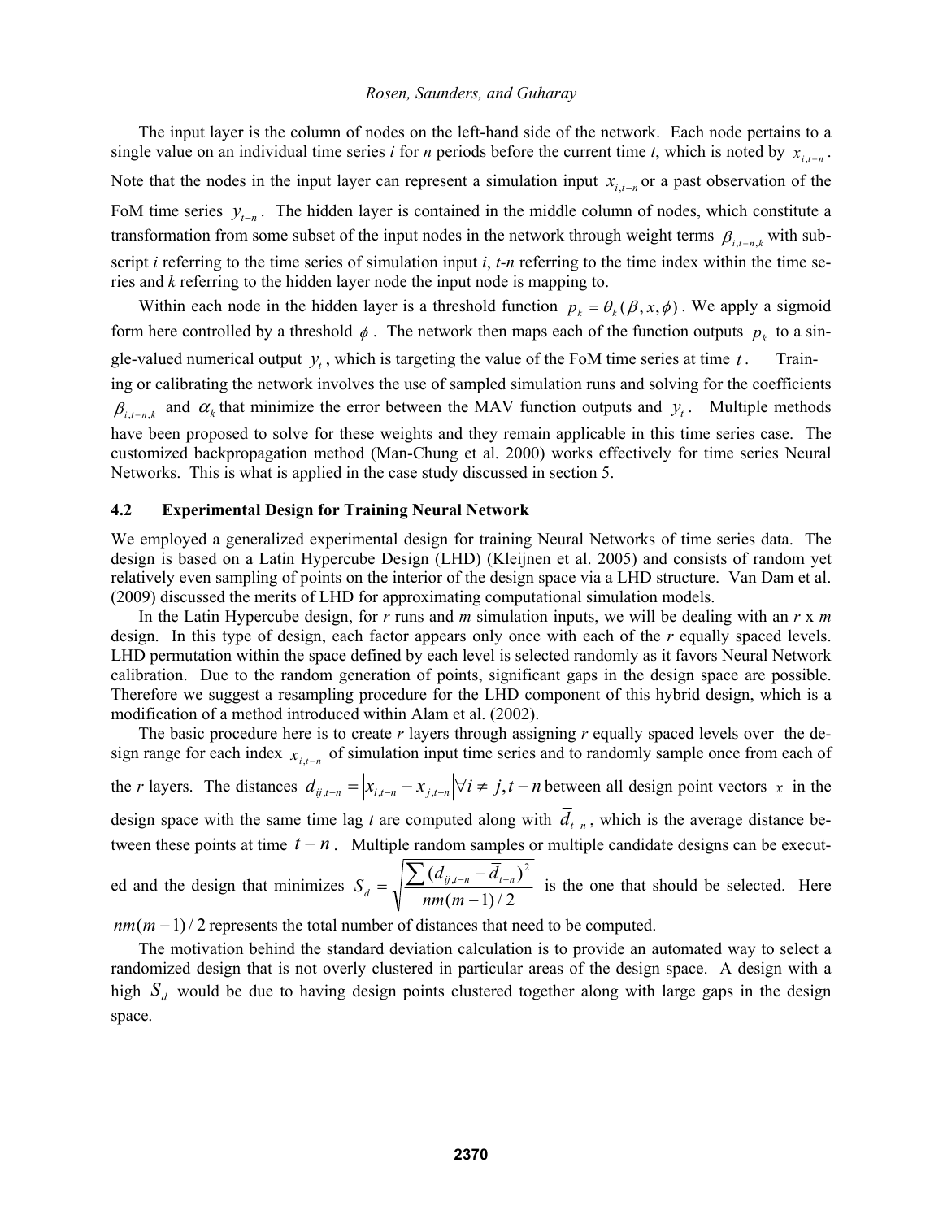The input layer is the column of nodes on the left-hand side of the network. Each node pertains to a single value on an individual time series *i* for *n* periods before the current time *t*, which is noted by $x_{i,t-n}$. Note that the nodes in the input layer can represent a simulation input $x_{i,t-n}$ or a past observation of the FoM time series $y_{t-n}$. The hidden layer is contained in the middle column of nodes, which constitute a transformation from some subset of the input nodes in the network through weight terms $\beta_{i,t-n,k}$ with subscript *i* referring to the time series of simulation input *i*, *t-n* referring to the time index within the time series and *k* referring to the hidden layer node the input node is mapping to.

Within each node in the hidden layer is a threshold function $p_k = \theta_k(\beta, x, \phi)$. We apply a sigmoid form here controlled by a threshold $\phi$. The network then maps each of the function outputs $p_k$ to a single-valued numerical output $y_t$, which is targeting the value of the FoM time series at time $t$. Training or calibrating the network involves the use of sampled simulation runs and solving for the coefficients $\beta_{i,t-n,k}$ and $\alpha_k$ that minimize the error between the MAV function outputs and $y_t$. Multiple methods have been proposed to solve for these weights and they remain applicable in this time series case. The customized backpropagation method (Man-Chung et al. 2000) works effectively for time series Neural Networks. This is what is applied in the case study discussed in section 5.

### 4.2 Experimental Design for Training Neural Network

We employed a generalized experimental design for training Neural Networks of time series data. The design is based on a Latin Hypercube Design (LHD) (Kleijnen et al. 2005) and consists of random yet relatively even sampling of points on the interior of the design space via a LHD structure. Van Dam et al. (2009) discussed the merits of LHD for approximating computational simulation models.

In the Latin Hypercube design, for *r* runs and *m* simulation inputs, we will be dealing with an *r* x *m* design. In this type of design, each factor appears only once with each of the *r* equally spaced levels. LHD permutation within the space defined by each level is selected randomly as it favors Neural Network calibration. Due to the random generation of points, significant gaps in the design space are possible. Therefore we suggest a resampling procedure for the LHD component of this hybrid design, which is a modification of a method introduced within Alam et al. (2002).

The basic procedure here is to create *r* layers through assigning *r* equally spaced levels over the design range for each index $x_{i,t-n}$ of simulation input time series and to randomly sample once from each of the *r* layers. The distances $d_{ij,t-n} = \left| x_{i,t-n} - x_{j,t-n} \right| \forall i \neq j, t-n$ between all design point vectors $x$ in the design space with the same time lag *t* are computed along with $\bar{d}_{t-n}$, which is the average distance between these points at time $t-n$. Multiple random samples or multiple candidate designs can be executed and the design that minimizes $S_d = \sqrt{\dfrac{\sum (d_{ij,t-n} - \bar{d}_{t-n})^2}{nm(m-1)/2}}$ is the one that should be selected. Here $nm(m-1)/2$ represents the total number of distances that need to be computed.

The motivation behind the standard deviation calculation is to provide an automated way to select a randomized design that is not overly clustered in particular areas of the design space. A design with a high $S_d$ would be due to having design points clustered together along with large gaps in the design space.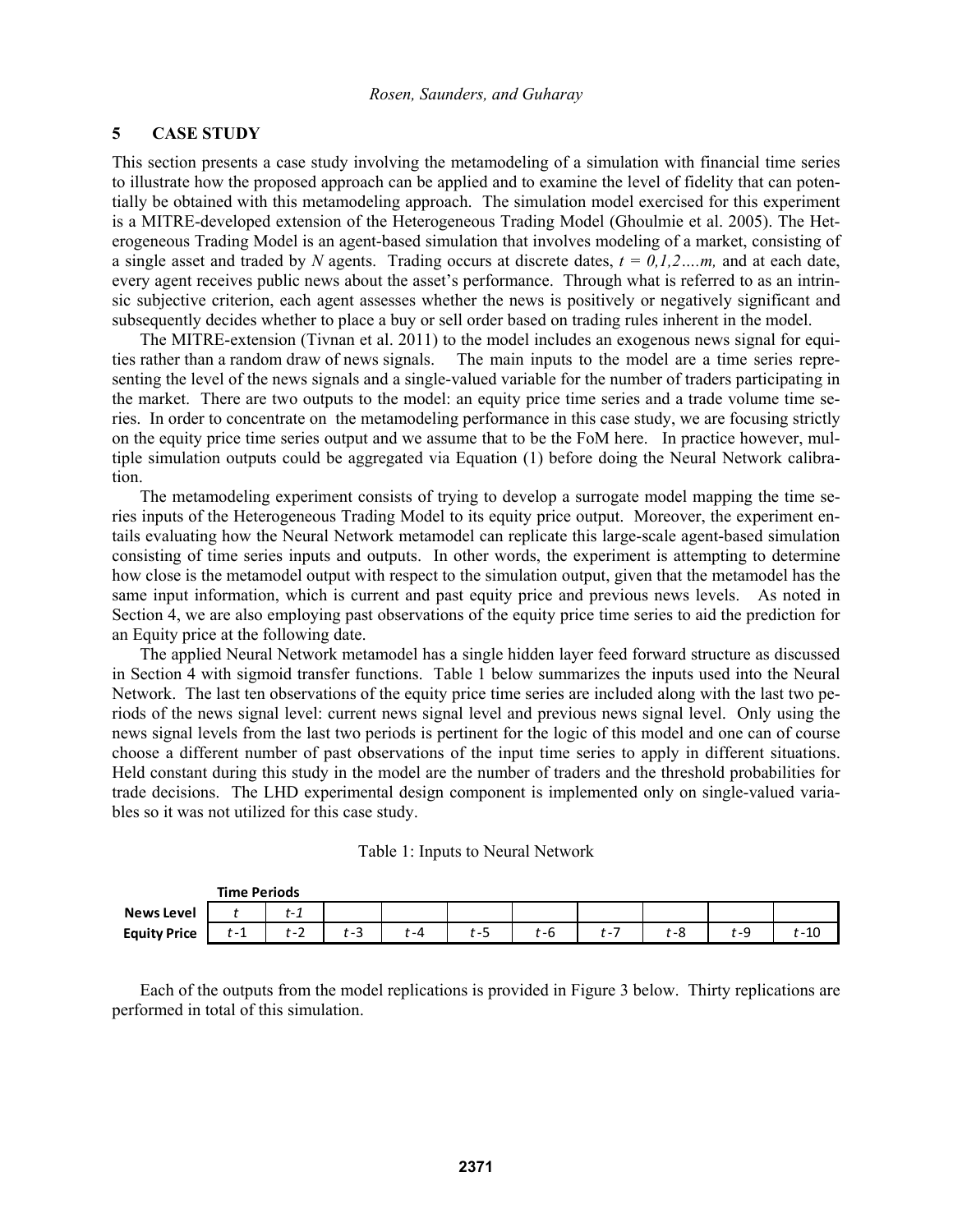## 5 CASE STUDY

This section presents a case study involving the metamodeling of a simulation with financial time series to illustrate how the proposed approach can be applied and to examine the level of fidelity that can potentially be obtained with this metamodeling approach. The simulation model exercised for this experiment is a MITRE-developed extension of the Heterogeneous Trading Model (Ghoulmie et al. 2005). The Heterogeneous Trading Model is an agent-based simulation that involves modeling of a market, consisting of a single asset and traded by $N$ agents. Trading occurs at discrete dates, $t = 0,1,2\ldots.m,$ and at each date, every agent receives public news about the asset's performance. Through what is referred to as an intrinsic subjective criterion, each agent assesses whether the news is positively or negatively significant and subsequently decides whether to place a buy or sell order based on trading rules inherent in the model.

The MITRE-extension (Tivnan et al. 2011) to the model includes an exogenous news signal for equities rather than a random draw of news signals. The main inputs to the model are a time series representing the level of the news signals and a single-valued variable for the number of traders participating in the market. There are two outputs to the model: an equity price time series and a trade volume time series. In order to concentrate on the metamodeling performance in this case study, we are focusing strictly on the equity price time series output and we assume that to be the FoM here. In practice however, multiple simulation outputs could be aggregated via Equation (1) before doing the Neural Network calibration.

The metamodeling experiment consists of trying to develop a surrogate model mapping the time series inputs of the Heterogeneous Trading Model to its equity price output. Moreover, the experiment entails evaluating how the Neural Network metamodel can replicate this large-scale agent-based simulation consisting of time series inputs and outputs. In other words, the experiment is attempting to determine how close is the metamodel output with respect to the simulation output, given that the metamodel has the same input information, which is current and past equity price and previous news levels. As noted in Section 4, we are also employing past observations of the equity price time series to aid the prediction for an Equity price at the following date.

The applied Neural Network metamodel has a single hidden layer feed forward structure as discussed in Section 4 with sigmoid transfer functions. Table 1 below summarizes the inputs used into the Neural Network. The last ten observations of the equity price time series are included along with the last two periods of the news signal level: current news signal level and previous news signal level. Only using the news signal levels from the last two periods is pertinent for the logic of this model and one can of course choose a different number of past observations of the input time series to apply in different situations. Held constant during this study in the model are the number of traders and the threshold probabilities for trade decisions. The LHD experimental design component is implemented only on single-valued variables so it was not utilized for this case study.

Table 1: Inputs to Neural Network

| | Time Periods | | | | | | | | | |
|---|---|---|---|---|---|---|---|---|---|---|
| **News Level** | $t$ | $t$-1 | | | | | | | | |
| **Equity Price** | $t$-1 | $t$-2 | $t$-3 | $t$-4 | $t$-5 | $t$-6 | $t$-7 | $t$-8 | $t$-9 | $t$-10 |

Each of the outputs from the model replications is provided in Figure 3 below. Thirty replications are performed in total of this simulation.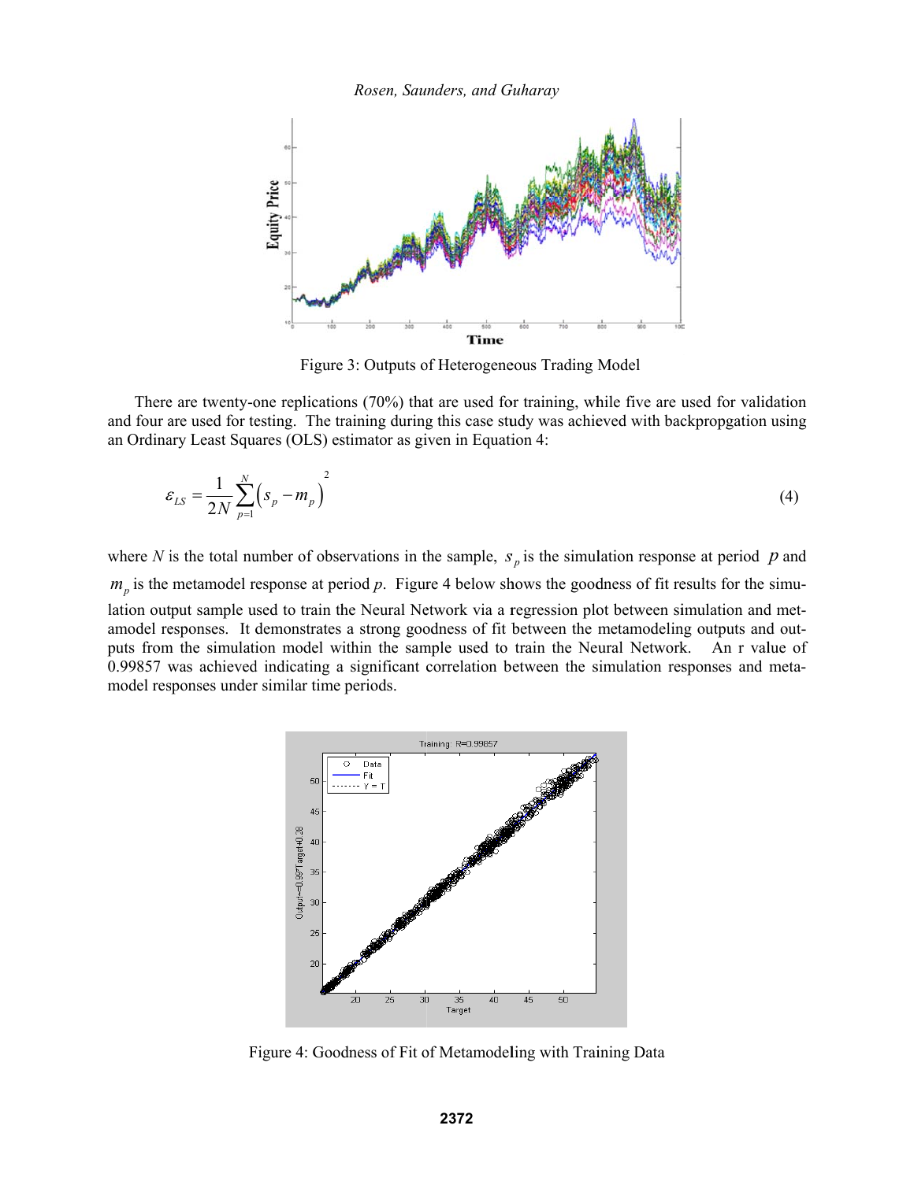Figure 3: Outputs of Heterogeneous Trading Model

There are twenty-one replications (70%) that are used for training, while five are used for validation and four are used for testing. The training during this case study was achieved with backpropgation using an Ordinary Least Squares (OLS) estimator as given in Equation 4:

$$\varepsilon_{LS} = \frac{1}{2N}\sum_{p=1}^{N}\left(s_p - m_p\right)^2 \tag{4}$$

where $N$ is the total number of observations in the sample, $s_p$ is the simulation response at period $p$ and $m_p$ is the metamodel response at period $p$. Figure 4 below shows the goodness of fit results for the simulation output sample used to train the Neural Network via a regression plot between simulation and metamodel responses. It demonstrates a strong goodness of fit between the metamodeling outputs and outputs from the simulation model within the sample used to train the Neural Network. An r value of 0.99857 was achieved indicating a significant correlation between the simulation responses and metamodel responses under similar time periods.

Figure 4: Goodness of Fit of Metamodeling with Training Data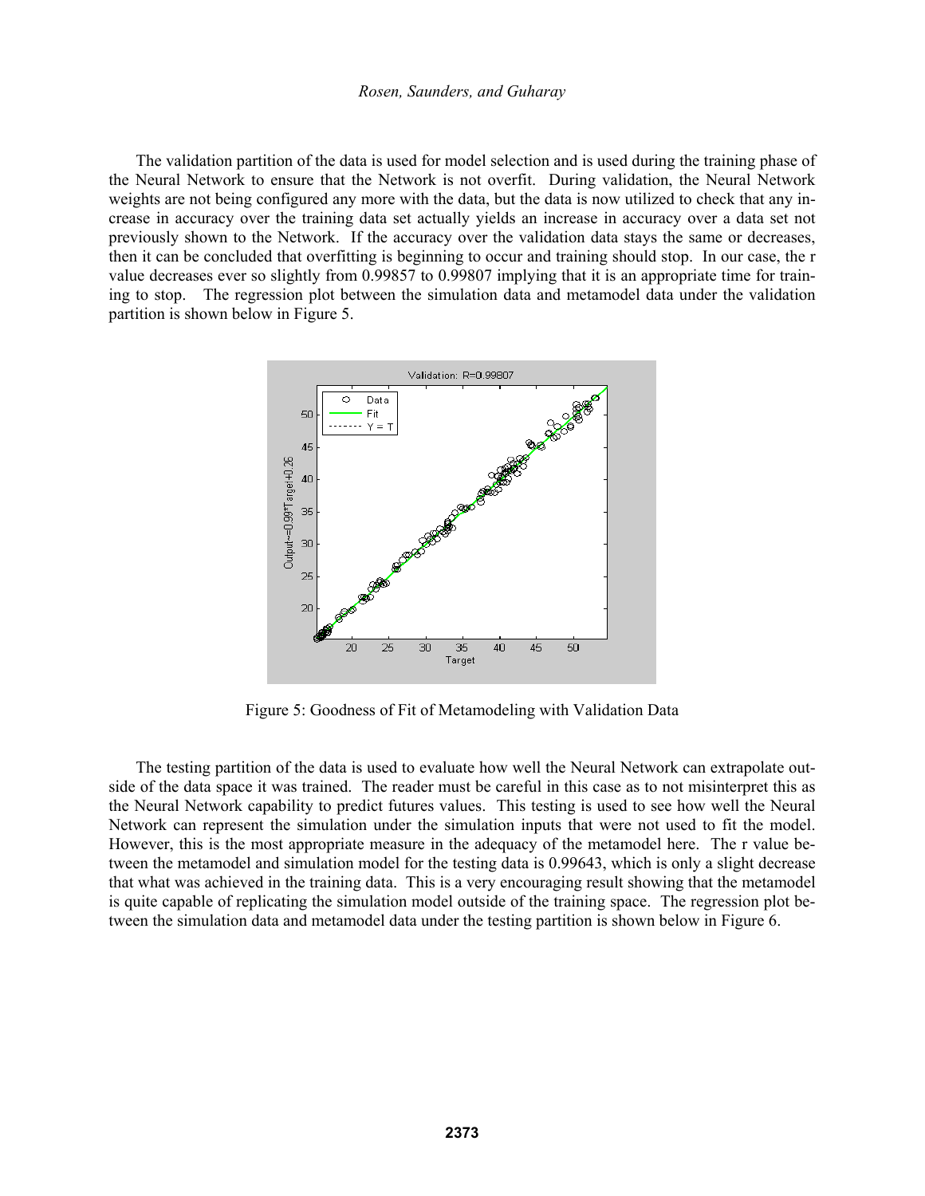The validation partition of the data is used for model selection and is used during the training phase of the Neural Network to ensure that the Network is not overfit. During validation, the Neural Network weights are not being configured any more with the data, but the data is now utilized to check that any increase in accuracy over the training data set actually yields an increase in accuracy over a data set not previously shown to the Network. If the accuracy over the validation data stays the same or decreases, then it can be concluded that overfitting is beginning to occur and training should stop. In our case, the r value decreases ever so slightly from 0.99857 to 0.99807 implying that it is an appropriate time for training to stop. The regression plot between the simulation data and metamodel data under the validation partition is shown below in Figure 5.

Figure 5: Goodness of Fit of Metamodeling with Validation Data

The testing partition of the data is used to evaluate how well the Neural Network can extrapolate outside of the data space it was trained. The reader must be careful in this case as to not misinterpret this as the Neural Network capability to predict futures values. This testing is used to see how well the Neural Network can represent the simulation under the simulation inputs that were not used to fit the model. However, this is the most appropriate measure in the adequacy of the metamodel here. The r value between the metamodel and simulation model for the testing data is 0.99643, which is only a slight decrease that what was achieved in the training data. This is a very encouraging result showing that the metamodel is quite capable of replicating the simulation model outside of the training space. The regression plot between the simulation data and metamodel data under the testing partition is shown below in Figure 6.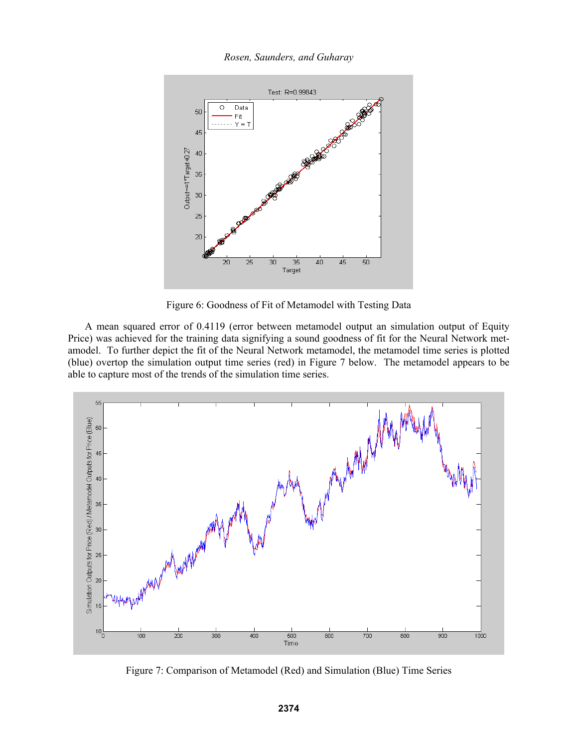Figure 6: Goodness of Fit of Metamodel with Testing Data

A mean squared error of 0.4119 (error between metamodel output an simulation output of Equity Price) was achieved for the training data signifying a sound goodness of fit for the Neural Network metamodel. To further depict the fit of the Neural Network metamodel, the metamodel time series is plotted (blue) overtop the simulation output time series (red) in Figure 7 below. The metamodel appears to be able to capture most of the trends of the simulation time series.

Figure 7: Comparison of Metamodel (Red) and Simulation (Blue) Time Series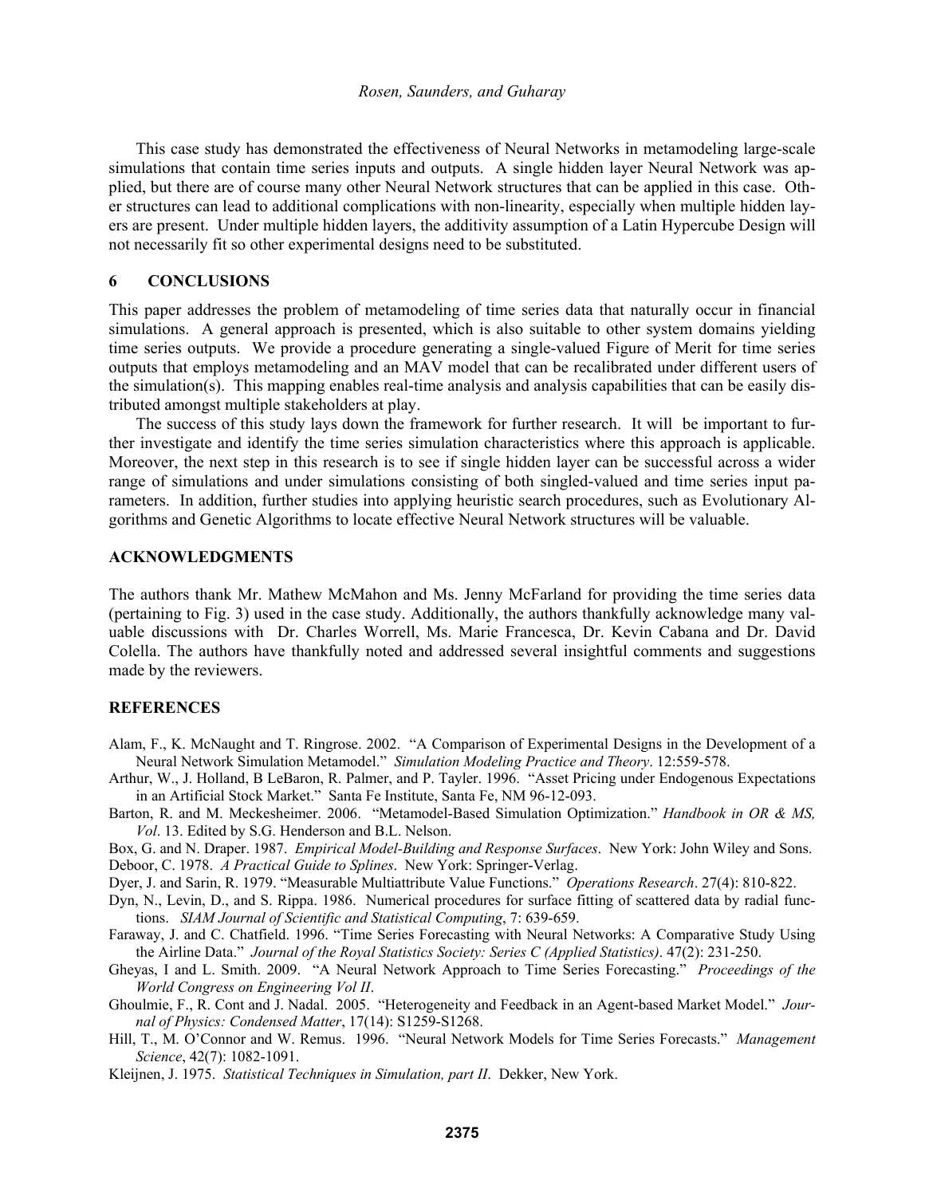This case study has demonstrated the effectiveness of Neural Networks in metamodeling large-scale simulations that contain time series inputs and outputs. A single hidden layer Neural Network was applied, but there are of course many other Neural Network structures that can be applied in this case. Other structures can lead to additional complications with non-linearity, especially when multiple hidden layers are present. Under multiple hidden layers, the additivity assumption of a Latin Hypercube Design will not necessarily fit so other experimental designs need to be substituted.

## 6 CONCLUSIONS

This paper addresses the problem of metamodeling of time series data that naturally occur in financial simulations. A general approach is presented, which is also suitable to other system domains yielding time series outputs. We provide a procedure generating a single-valued Figure of Merit for time series outputs that employs metamodeling and an MAV model that can be recalibrated under different users of the simulation(s). This mapping enables real-time analysis and analysis capabilities that can be easily distributed amongst multiple stakeholders at play.

The success of this study lays down the framework for further research. It will be important to further investigate and identify the time series simulation characteristics where this approach is applicable. Moreover, the next step in this research is to see if single hidden layer can be successful across a wider range of simulations and under simulations consisting of both singled-valued and time series input parameters. In addition, further studies into applying heuristic search procedures, such as Evolutionary Algorithms and Genetic Algorithms to locate effective Neural Network structures will be valuable.

## ACKNOWLEDGMENTS

The authors thank Mr. Mathew McMahon and Ms. Jenny McFarland for providing the time series data (pertaining to Fig. 3) used in the case study. Additionally, the authors thankfully acknowledge many valuable discussions with Dr. Charles Worrell, Ms. Marie Francesca, Dr. Kevin Cabana and Dr. David Colella. The authors have thankfully noted and addressed several insightful comments and suggestions made by the reviewers.

## REFERENCES

Alam, F., K. McNaught and T. Ringrose. 2002. "A Comparison of Experimental Designs in the Development of a Neural Network Simulation Metamodel." *Simulation Modeling Practice and Theory*. 12:559-578.

Arthur, W., J. Holland, B LeBaron, R. Palmer, and P. Tayler. 1996. "Asset Pricing under Endogenous Expectations in an Artificial Stock Market." Santa Fe Institute, Santa Fe, NM 96-12-093.

Barton, R. and M. Meckesheimer. 2006. "Metamodel-Based Simulation Optimization." *Handbook in OR & MS, Vol*. 13. Edited by S.G. Henderson and B.L. Nelson.

Box, G. and N. Draper. 1987. *Empirical Model-Building and Response Surfaces*. New York: John Wiley and Sons.

Deboor, C. 1978. *A Practical Guide to Splines*. New York: Springer-Verlag.

Dyer, J. and Sarin, R. 1979. "Measurable Multiattribute Value Functions." *Operations Research*. 27(4): 810-822.

Dyn, N., Levin, D., and S. Rippa. 1986. Numerical procedures for surface fitting of scattered data by radial functions. *SIAM Journal of Scientific and Statistical Computing*, 7: 639-659.

Faraway, J. and C. Chatfield. 1996. "Time Series Forecasting with Neural Networks: A Comparative Study Using the Airline Data." *Journal of the Royal Statistics Society: Series C (Applied Statistics)*. 47(2): 231-250.

Gheyas, I and L. Smith. 2009. "A Neural Network Approach to Time Series Forecasting." *Proceedings of the World Congress on Engineering Vol II*.

Ghoulmie, F., R. Cont and J. Nadal. 2005. "Heterogeneity and Feedback in an Agent-based Market Model." *Journal of Physics: Condensed Matter*, 17(14): S1259-S1268.

Hill, T., M. O'Connor and W. Remus. 1996. "Neural Network Models for Time Series Forecasts." *Management Science*, 42(7): 1082-1091.

Kleijnen, J. 1975. *Statistical Techniques in Simulation, part II*. Dekker, New York.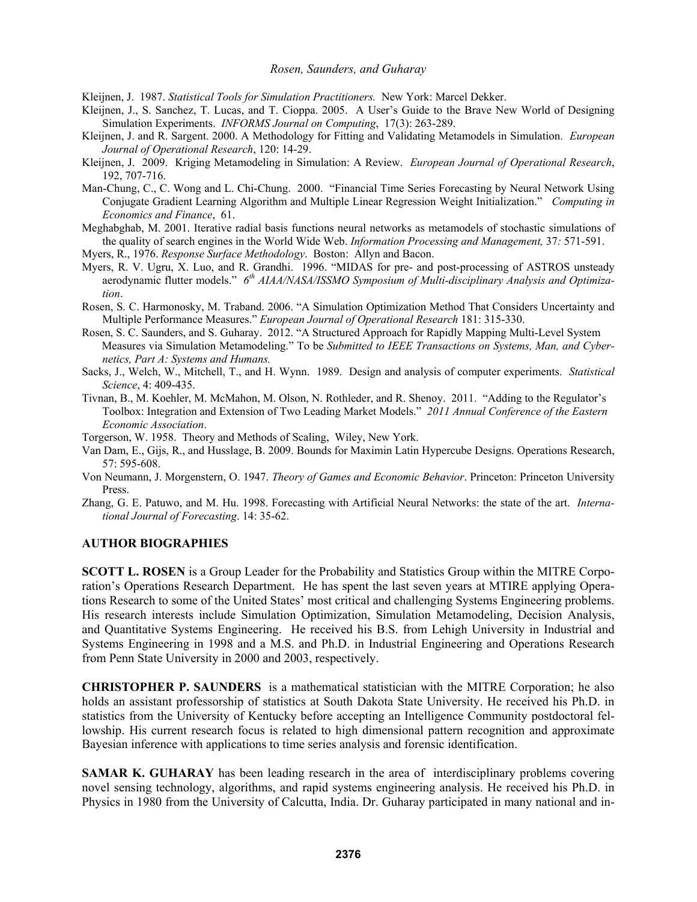Kleijnen, J. 1987. *Statistical Tools for Simulation Practitioners.* New York: Marcel Dekker.

Kleijnen, J., S. Sanchez, T. Lucas, and T. Cioppa. 2005. A User's Guide to the Brave New World of Designing Simulation Experiments. *INFORMS Journal on Computing*, 17(3): 263-289.

Kleijnen, J. and R. Sargent. 2000. A Methodology for Fitting and Validating Metamodels in Simulation. *European Journal of Operational Research*, 120: 14-29.

Kleijnen, J. 2009. Kriging Metamodeling in Simulation: A Review. *European Journal of Operational Research*, 192, 707-716.

Man-Chung, C., C. Wong and L. Chi-Chung. 2000. "Financial Time Series Forecasting by Neural Network Using Conjugate Gradient Learning Algorithm and Multiple Linear Regression Weight Initialization." *Computing in Economics and Finance*, 61.

Meghabghab, M. 2001. Iterative radial basis functions neural networks as metamodels of stochastic simulations of the quality of search engines in the World Wide Web. *Information Processing and Management,* 37*:* 571-591.

Myers, R., 1976. *Response Surface Methodology*. Boston: Allyn and Bacon.

Myers, R. V. Ugru, X. Luo, and R. Grandhi. 1996. "MIDAS for pre- and post-processing of ASTROS unsteady aerodynamic flutter models." *6th AIAA/NASA/ISSMO Symposium of Multi-disciplinary Analysis and Optimization*.

Rosen, S. C. Harmonosky, M. Traband. 2006. "A Simulation Optimization Method That Considers Uncertainty and Multiple Performance Measures." *European Journal of Operational Research* 181: 315-330.

Rosen, S. C. Saunders, and S. Guharay. 2012. "A Structured Approach for Rapidly Mapping Multi-Level System Measures via Simulation Metamodeling." To be *Submitted to IEEE Transactions on Systems, Man, and Cybernetics, Part A: Systems and Humans.*

Sacks, J., Welch, W., Mitchell, T., and H. Wynn. 1989. Design and analysis of computer experiments. *Statistical Science*, 4: 409-435.

Tivnan, B., M. Koehler, M. McMahon, M. Olson, N. Rothleder, and R. Shenoy. 2011. "Adding to the Regulator's Toolbox: Integration and Extension of Two Leading Market Models." *2011 Annual Conference of the Eastern Economic Association*.

Torgerson, W. 1958. Theory and Methods of Scaling, Wiley, New York.

Van Dam, E., Gijs, R., and Husslage, B. 2009. Bounds for Maximin Latin Hypercube Designs. Operations Research, 57: 595-608.

Von Neumann, J. Morgenstern, O. 1947. *Theory of Games and Economic Behavior*. Princeton: Princeton University Press.

Zhang, G. E. Patuwo, and M. Hu. 1998. Forecasting with Artificial Neural Networks: the state of the art. *International Journal of Forecasting*. 14: 35-62.

## AUTHOR BIOGRAPHIES

**SCOTT L. ROSEN** is a Group Leader for the Probability and Statistics Group within the MITRE Corporation's Operations Research Department. He has spent the last seven years at MTIRE applying Operations Research to some of the United States' most critical and challenging Systems Engineering problems. His research interests include Simulation Optimization, Simulation Metamodeling, Decision Analysis, and Quantitative Systems Engineering. He received his B.S. from Lehigh University in Industrial and Systems Engineering in 1998 and a M.S. and Ph.D. in Industrial Engineering and Operations Research from Penn State University in 2000 and 2003, respectively.

**CHRISTOPHER P. SAUNDERS** is a mathematical statistician with the MITRE Corporation; he also holds an assistant professorship of statistics at South Dakota State University. He received his Ph.D. in statistics from the University of Kentucky before accepting an Intelligence Community postdoctoral fellowship. His current research focus is related to high dimensional pattern recognition and approximate Bayesian inference with applications to time series analysis and forensic identification.

**SAMAR K. GUHARAY** has been leading research in the area of interdisciplinary problems covering novel sensing technology, algorithms, and rapid systems engineering analysis. He received his Ph.D. in Physics in 1980 from the University of Calcutta, India. Dr. Guharay participated in many national and in-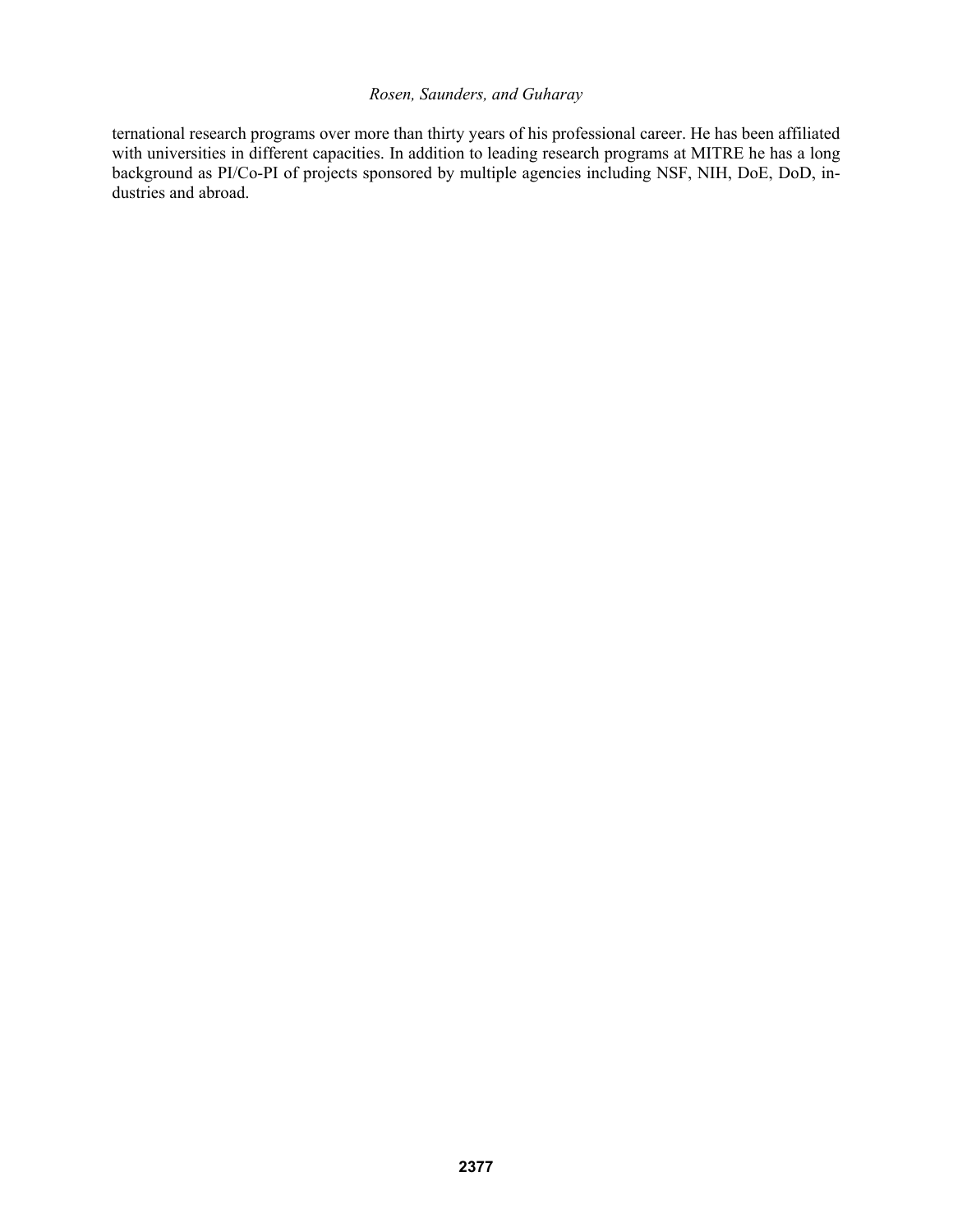ternational research programs over more than thirty years of his professional career. He has been affiliated with universities in different capacities. In addition to leading research programs at MITRE he has a long background as PI/Co-PI of projects sponsored by multiple agencies including NSF, NIH, DoE, DoD, industries and abroad.